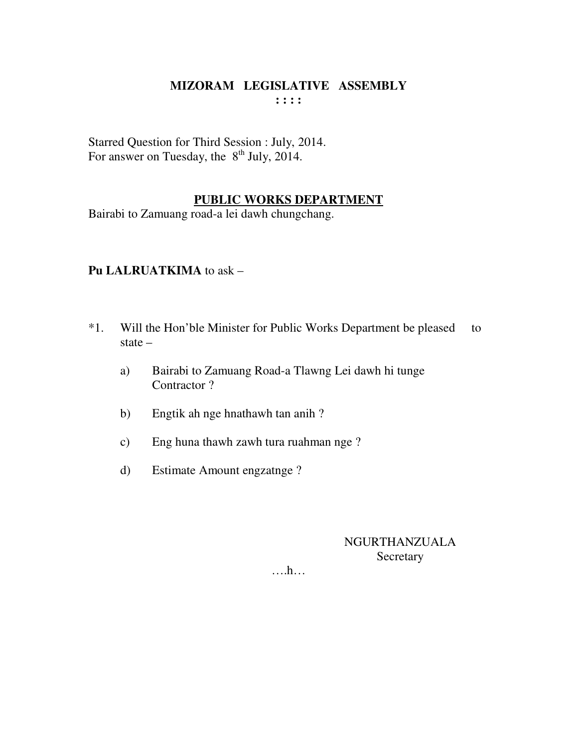# MIZORAM LEGISLATIVE ASSEMBLY

: : : :

Starred Question for Third Session : July, 2014.
For answer on Tuesday, the 8th July, 2014.

## PUBLIC WORKS DEPARTMENT

Bairabi to Zamuang road-a lei dawh chungchang.

**Pu LALRUATKIMA** to ask –

*1. Will the Hon'ble Minister for Public Works Department be pleased to state –

a) Bairabi to Zamuang Road-a Tlawng Lei dawh hi tunge Contractor ?

b) Engtik ah nge hnathawh tan anih ?

c) Eng huna thawh zawh tura ruahman nge ?

d) Estimate Amount engzatnge ?

NGURTHANZUALA
Secretary

….h…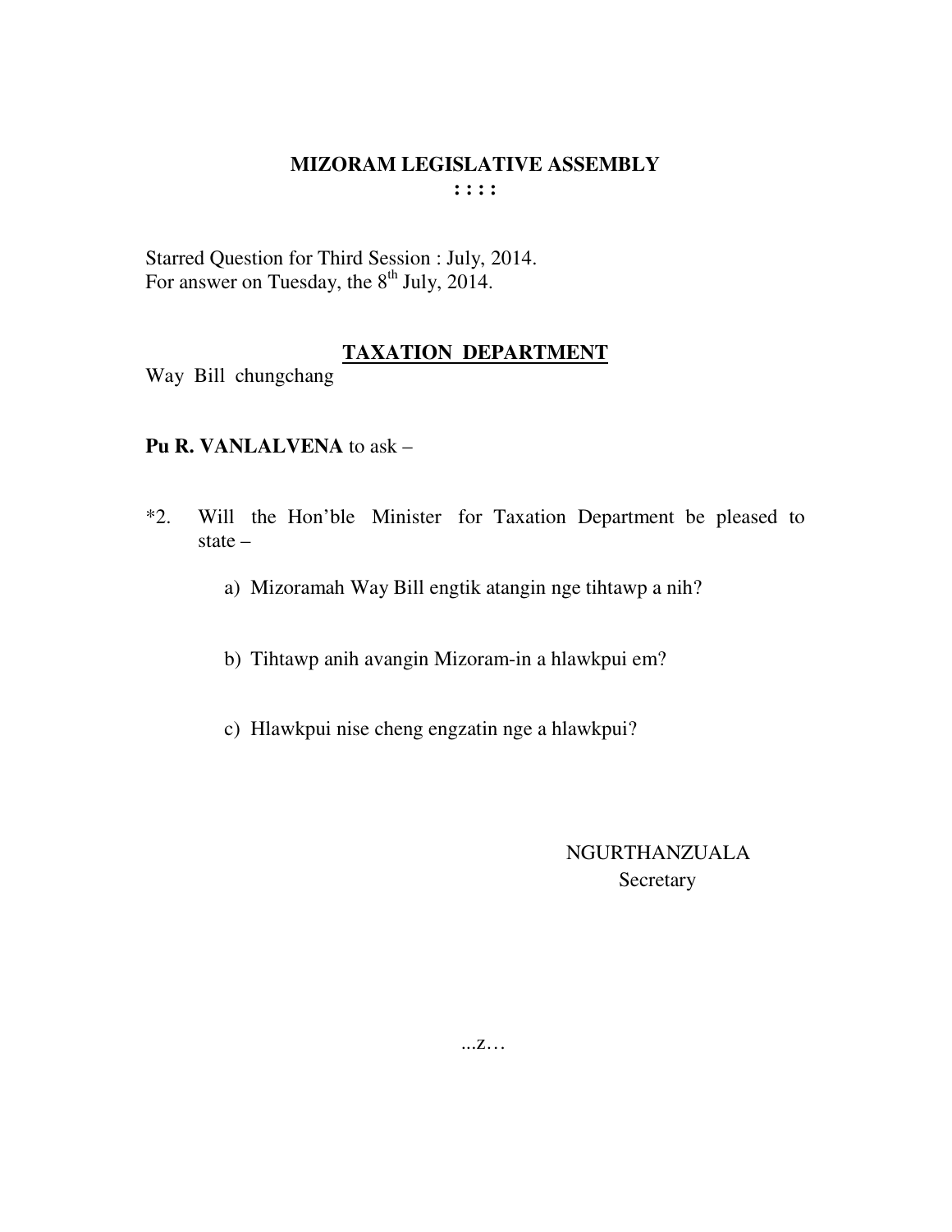# MIZORAM LEGISLATIVE ASSEMBLY

**: : : :**

Starred Question for Third Session : July, 2014.
For answer on Tuesday, the 8th July, 2014.

## TAXATION DEPARTMENT

Way Bill chungchang

**Pu R. VANLALVENA** to ask –

*2. Will the Hon'ble Minister for Taxation Department be pleased to state –

a) Mizoramah Way Bill engtik atangin nge tihtawp a nih?

b) Tihtawp anih avangin Mizoram-in a hlawkpui em?

c) Hlawkpui nise cheng engzatin nge a hlawkpui?

NGURTHANZUALA
Secretary

...z…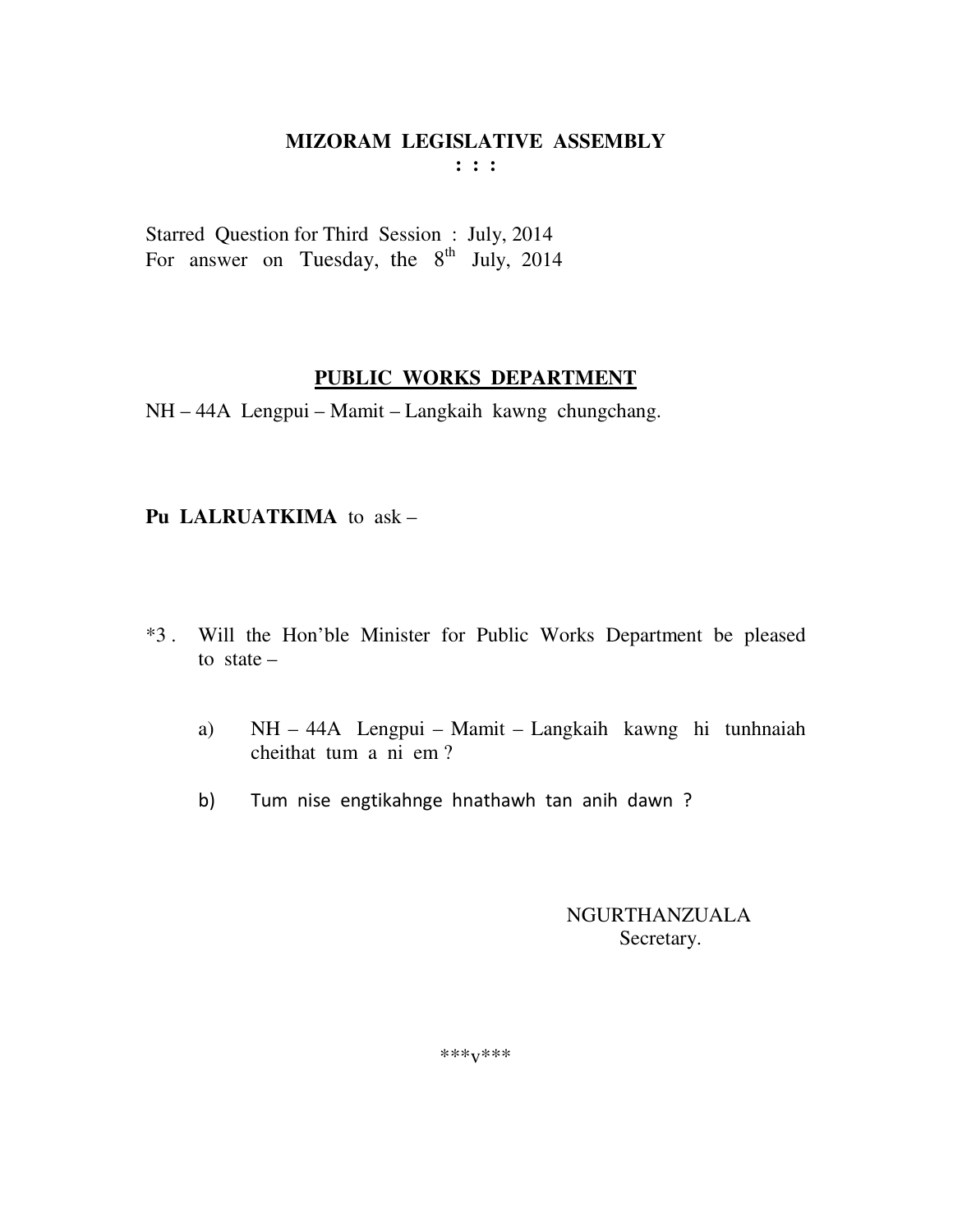# MIZORAM LEGISLATIVE ASSEMBLY

: : :

Starred Question for Third Session : July, 2014
For answer on Tuesday, the 8th July, 2014

## PUBLIC WORKS DEPARTMENT

NH – 44A Lengpui – Mamit – Langkaih kawng chungchang.

**Pu LALRUATKIMA** to ask –

*3 . Will the Hon'ble Minister for Public Works Department be pleased to state –

a) NH – 44A Lengpui – Mamit – Langkaih kawng hi tunhnaiah cheithat tum a ni em ?

b) Tum nise engtikahnge hnathawh tan anih dawn ?

NGURTHANZUALA
Secretary.

***v***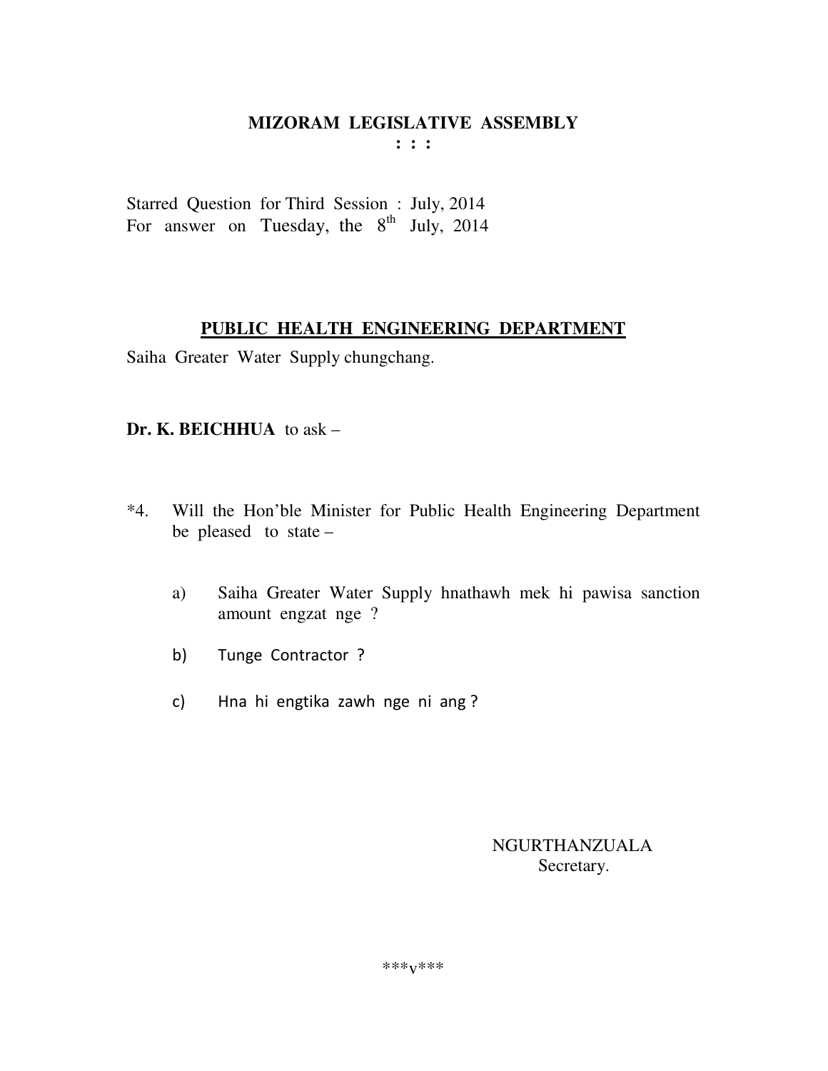# MIZORAM LEGISLATIVE ASSEMBLY

**: : :**

Starred Question for Third Session : July, 2014
For answer on Tuesday, the 8th July, 2014

## PUBLIC HEALTH ENGINEERING DEPARTMENT

Saiha Greater Water Supply chungchang.

**Dr. K. BEICHHUA** to ask –

*4. Will the Hon'ble Minister for Public Health Engineering Department be pleased to state –

a) Saiha Greater Water Supply hnathawh mek hi pawisa sanction amount engzat nge ?

b) Tunge Contractor ?

c) Hna hi engtika zawh nge ni ang ?

NGURTHANZUALA
Secretary.

***v***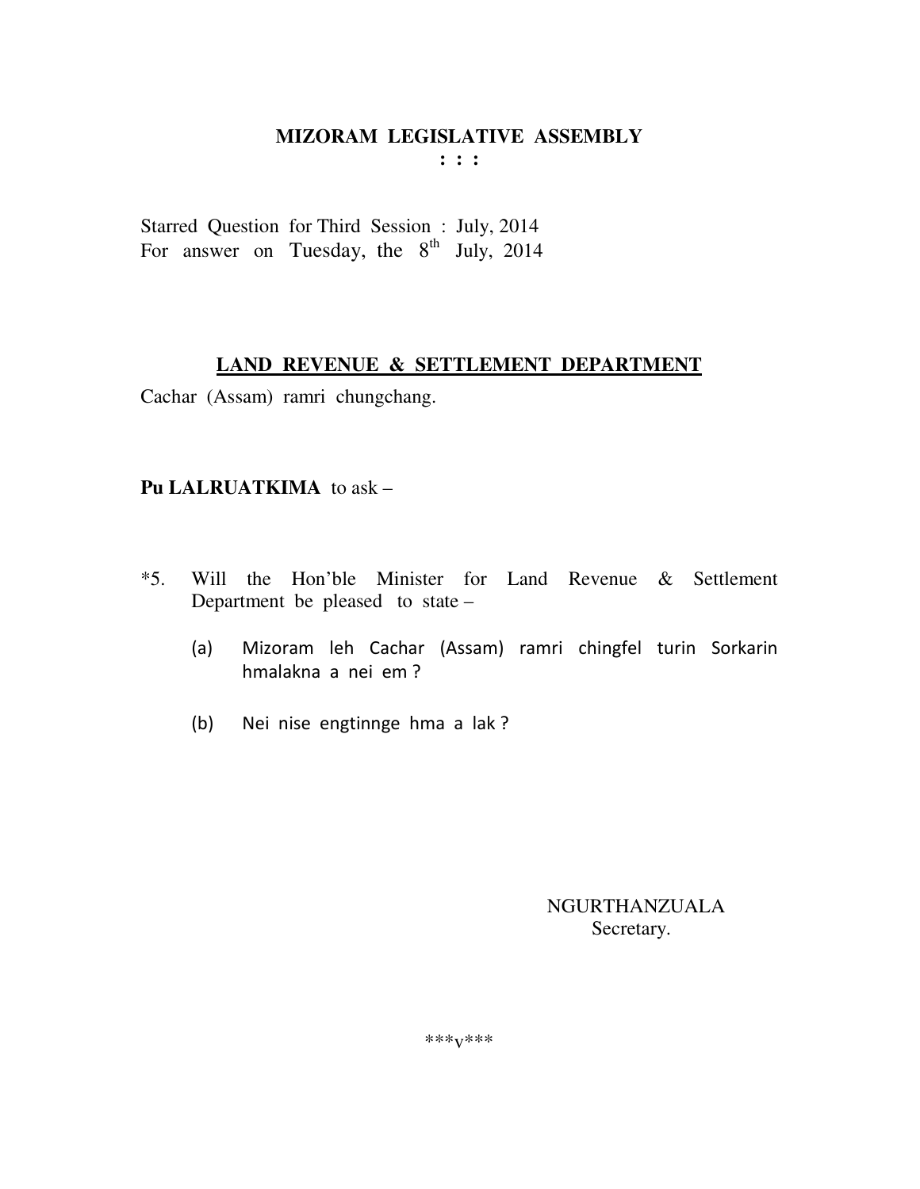# MIZORAM LEGISLATIVE ASSEMBLY

**: : :**

Starred Question for Third Session : July, 2014
For answer on Tuesday, the 8th July, 2014

## LAND REVENUE & SETTLEMENT DEPARTMENT

Cachar (Assam) ramri chungchang.

**Pu LALRUATKIMA** to ask –

*5. Will the Hon'ble Minister for Land Revenue & Settlement Department be pleased to state –

(a) Mizoram leh Cachar (Assam) ramri chingfel turin Sorkarin hmalakna a nei em ?

(b) Nei nise engtinnge hma a lak ?

NGURTHANZUALA
Secretary.

***v***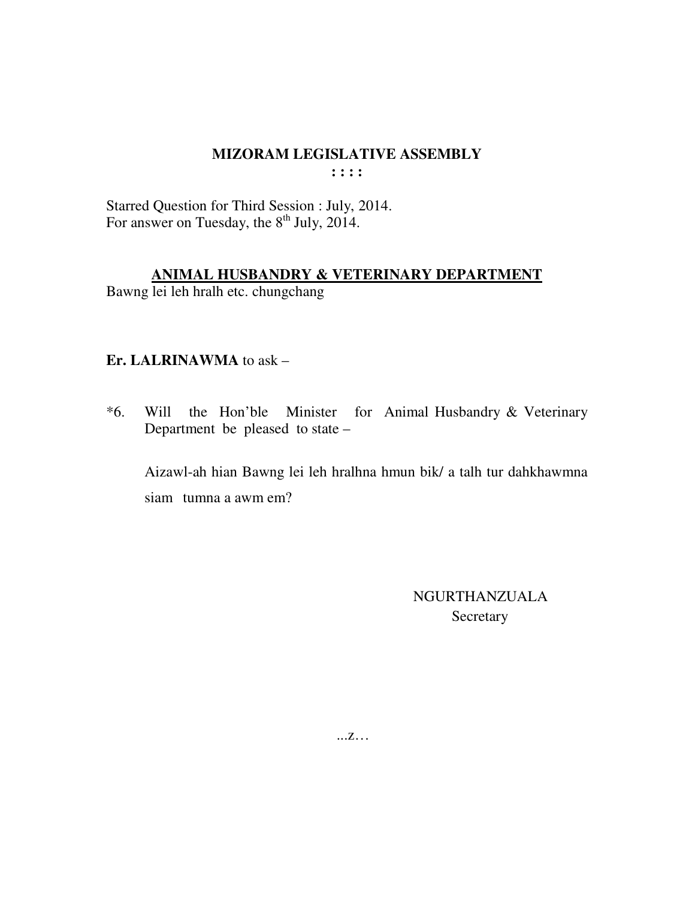# MIZORAM LEGISLATIVE ASSEMBLY

**: : : :**

Starred Question for Third Session : July, 2014.
For answer on Tuesday, the 8th July, 2014.

## ANIMAL HUSBANDRY & VETERINARY DEPARTMENT

Bawng lei leh hralh etc. chungchang

**Er. LALRINAWMA** to ask –

*6. Will the Hon'ble Minister for Animal Husbandry & Veterinary Department be pleased to state –

Aizawl-ah hian Bawng lei leh hralhna hmun bik/ a talh tur dahkhawmna siam tumna a awm em?

NGURTHANZUALA
Secretary

...z…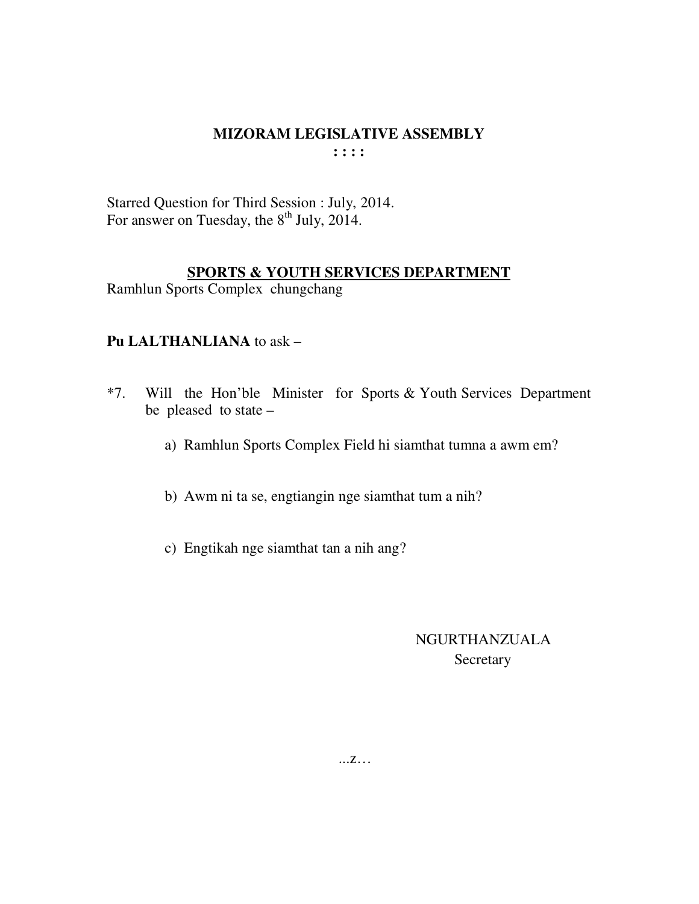# MIZORAM LEGISLATIVE ASSEMBLY

**: : : :**

Starred Question for Third Session : July, 2014.
For answer on Tuesday, the 8th July, 2014.

## SPORTS & YOUTH SERVICES DEPARTMENT

Ramhlun Sports Complex chungchang

**Pu LALTHANLIANA** to ask –

*7. Will the Hon'ble Minister for Sports & Youth Services Department be pleased to state –

a) Ramhlun Sports Complex Field hi siamthat tumna a awm em?

b) Awm ni ta se, engtiangin nge siamthat tum a nih?

c) Engtikah nge siamthat tan a nih ang?

NGURTHANZUALA
Secretary

...z…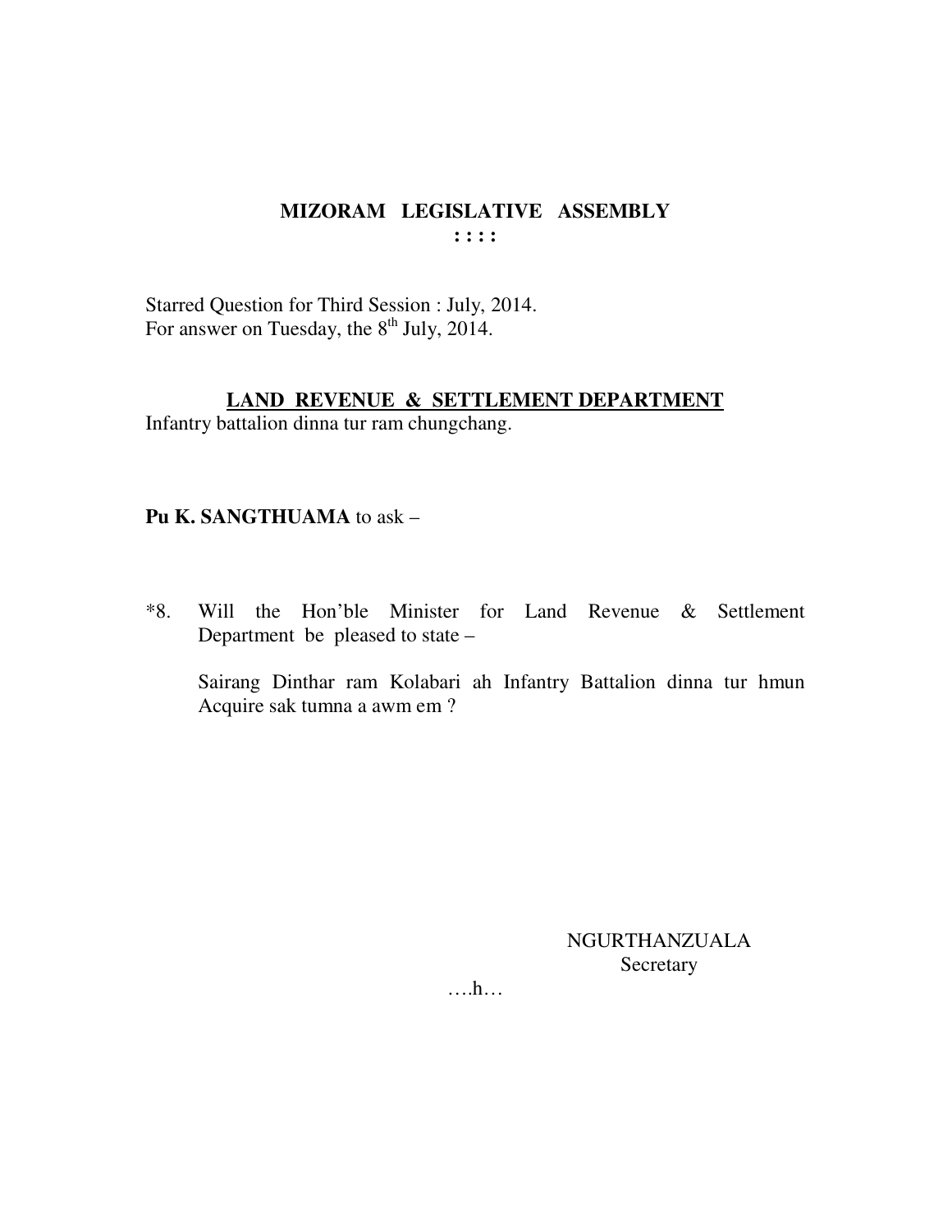**MIZORAM LEGISLATIVE ASSEMBLY**
**: : : :**

Starred Question for Third Session : July, 2014.
For answer on Tuesday, the 8th July, 2014.

**LAND REVENUE & SETTLEMENT DEPARTMENT**
Infantry battalion dinna tur ram chungchang.

**Pu K. SANGTHUAMA** to ask –

*8. Will the Hon'ble Minister for Land Revenue & Settlement Department be pleased to state –

Sairang Dinthar ram Kolabari ah Infantry Battalion dinna tur hmun Acquire sak tumna a awm em ?

NGURTHANZUALA
Secretary

….h…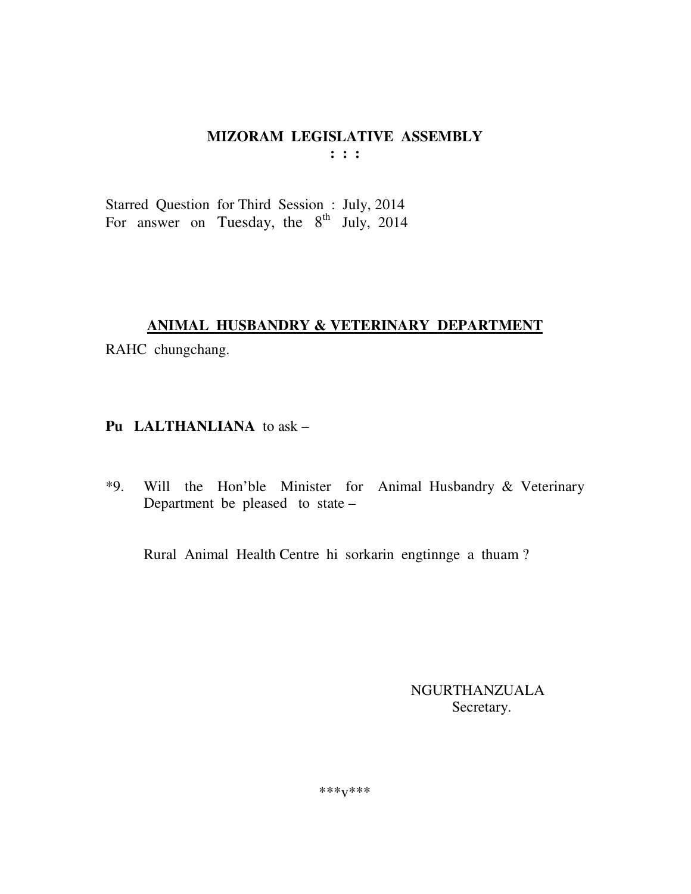# MIZORAM LEGISLATIVE ASSEMBLY

**: : :**

Starred Question for Third Session : July, 2014
For answer on Tuesday, the 8th July, 2014

## ANIMAL HUSBANDRY & VETERINARY DEPARTMENT

RAHC chungchang.

**Pu LALTHANLIANA** to ask –

*9. Will the Hon'ble Minister for Animal Husbandry & Veterinary Department be pleased to state –

Rural Animal Health Centre hi sorkarin engtinnge a thuam ?

NGURTHANZUALA
Secretary.

***v***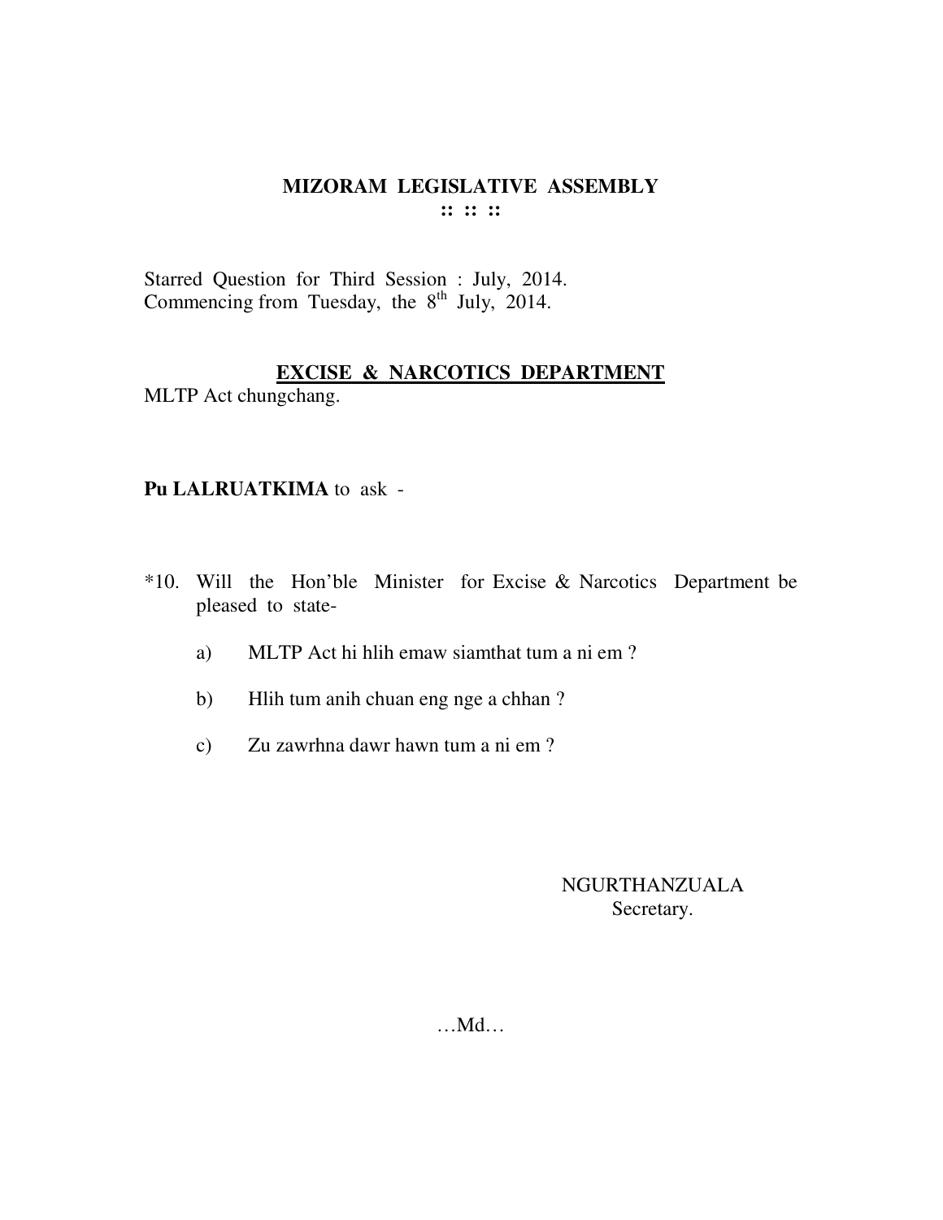# MIZORAM LEGISLATIVE ASSEMBLY

:: :: ::

Starred Question for Third Session : July, 2014.
Commencing from Tuesday, the 8th July, 2014.

## EXCISE & NARCOTICS DEPARTMENT

MLTP Act chungchang.

**Pu LALRUATKIMA** to ask -

*10. Will the Hon'ble Minister for Excise & Narcotics Department be pleased to state-

a) MLTP Act hi hlih emaw siamthat tum a ni em ?

b) Hlih tum anih chuan eng nge a chhan ?

c) Zu zawrhna dawr hawn tum a ni em ?

NGURTHANZUALA
Secretary.

…Md…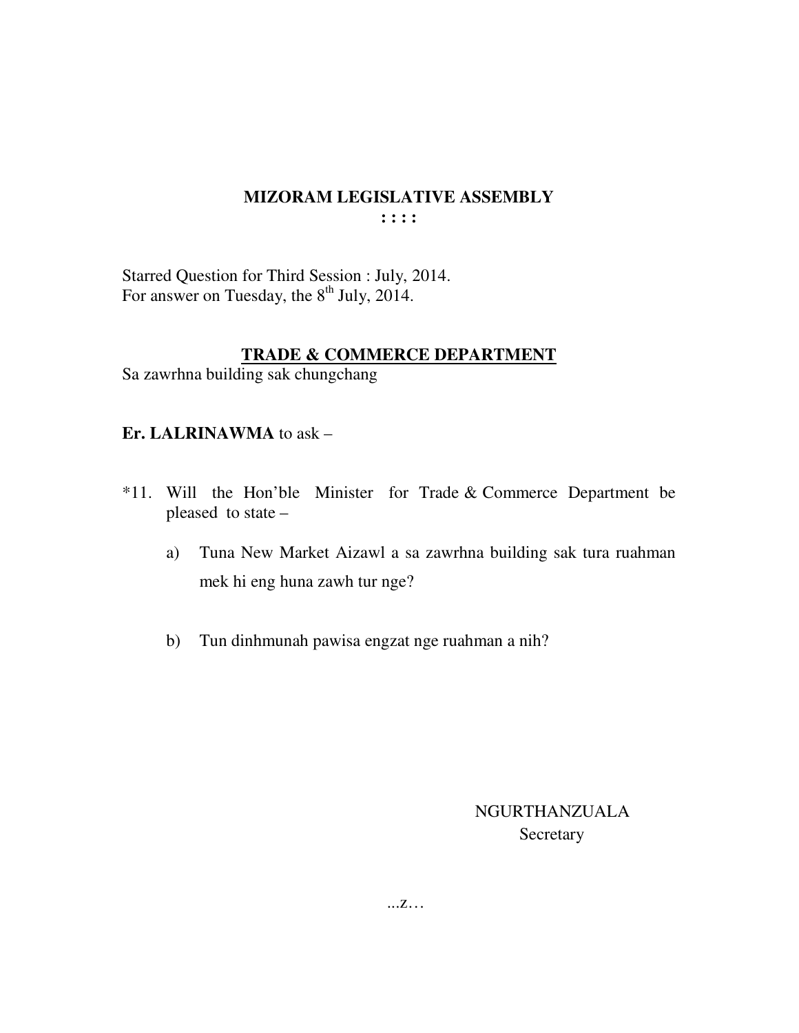# MIZORAM LEGISLATIVE ASSEMBLY

**: : : :**

Starred Question for Third Session : July, 2014.
For answer on Tuesday, the 8th July, 2014.

## TRADE & COMMERCE DEPARTMENT

Sa zawrhna building sak chungchang

**Er. LALRINAWMA** to ask –

*11. Will the Hon'ble Minister for Trade & Commerce Department be pleased to state –

a) Tuna New Market Aizawl a sa zawrhna building sak tura ruahman mek hi eng huna zawh tur nge?

b) Tun dinhmunah pawisa engzat nge ruahman a nih?

NGURTHANZUALA
Secretary

...z…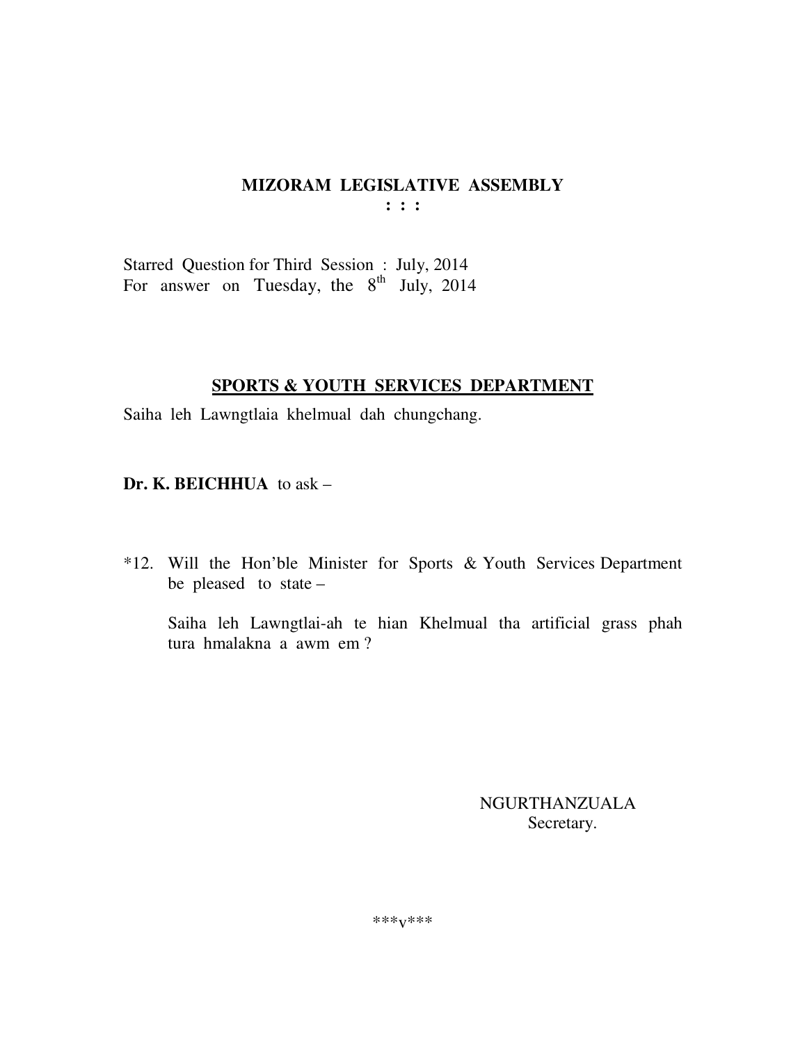# MIZORAM LEGISLATIVE ASSEMBLY

**: : :**

Starred Question for Third Session : July, 2014
For answer on Tuesday, the 8th July, 2014

## SPORTS & YOUTH SERVICES DEPARTMENT

Saiha leh Lawngtlaia khelmual dah chungchang.

**Dr. K. BEICHHUA** to ask –

*12. Will the Hon'ble Minister for Sports & Youth Services Department be pleased to state –

Saiha leh Lawngtlai-ah te hian Khelmual tha artificial grass phah tura hmalakna a awm em ?

NGURTHANZUALA
Secretary.

***v***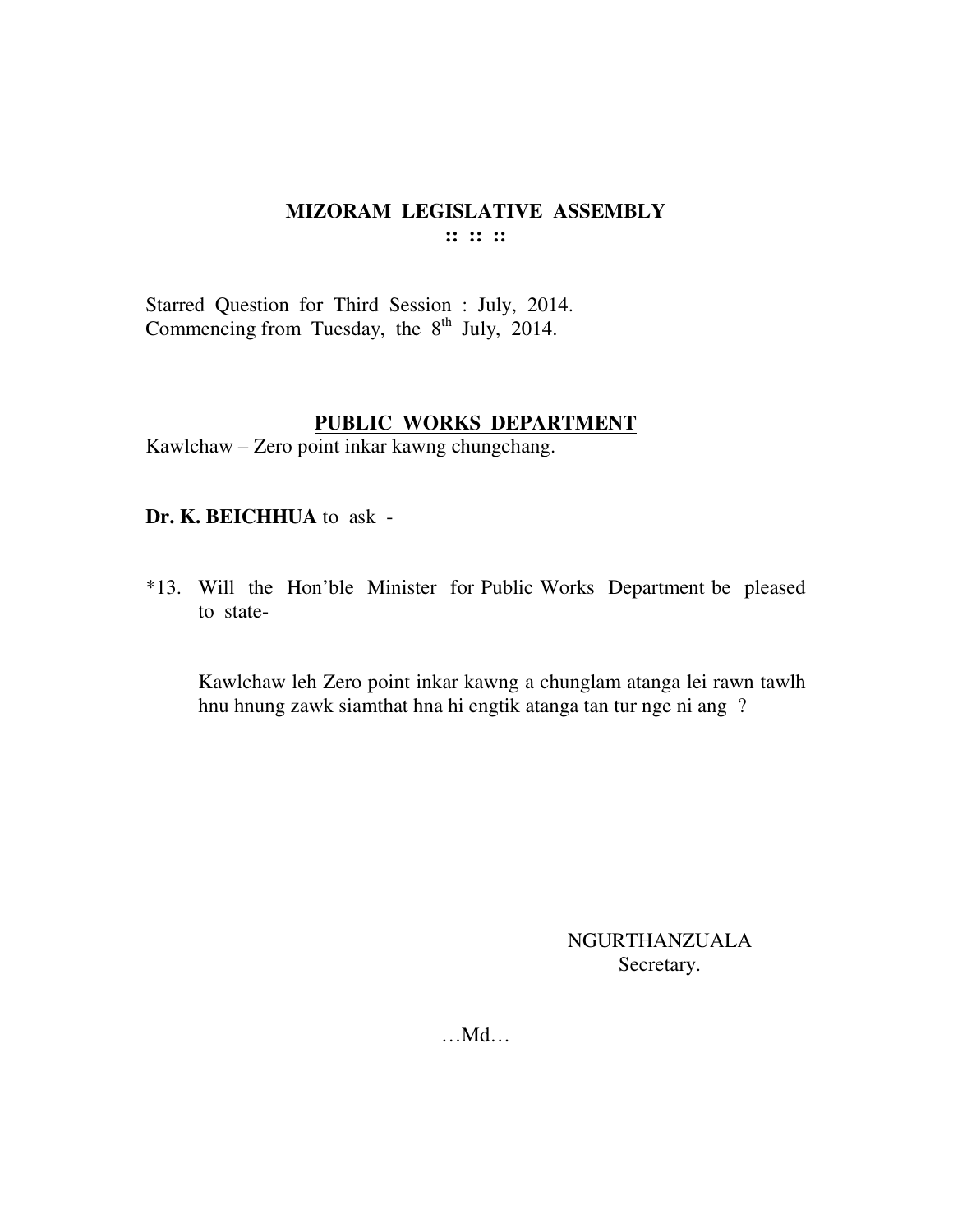# MIZORAM LEGISLATIVE ASSEMBLY

:: :: ::

Starred Question for Third Session : July, 2014.
Commencing from Tuesday, the 8th July, 2014.

## PUBLIC WORKS DEPARTMENT

Kawlchaw – Zero point inkar kawng chungchang.

**Dr. K. BEICHHUA** to ask -

*13. Will the Hon'ble Minister for Public Works Department be pleased to state-

Kawlchaw leh Zero point inkar kawng a chunglam atanga lei rawn tawlh hnu hnung zawk siamthat hna hi engtik atanga tan tur nge ni ang ?

NGURTHANZUALA
Secretary.

…Md…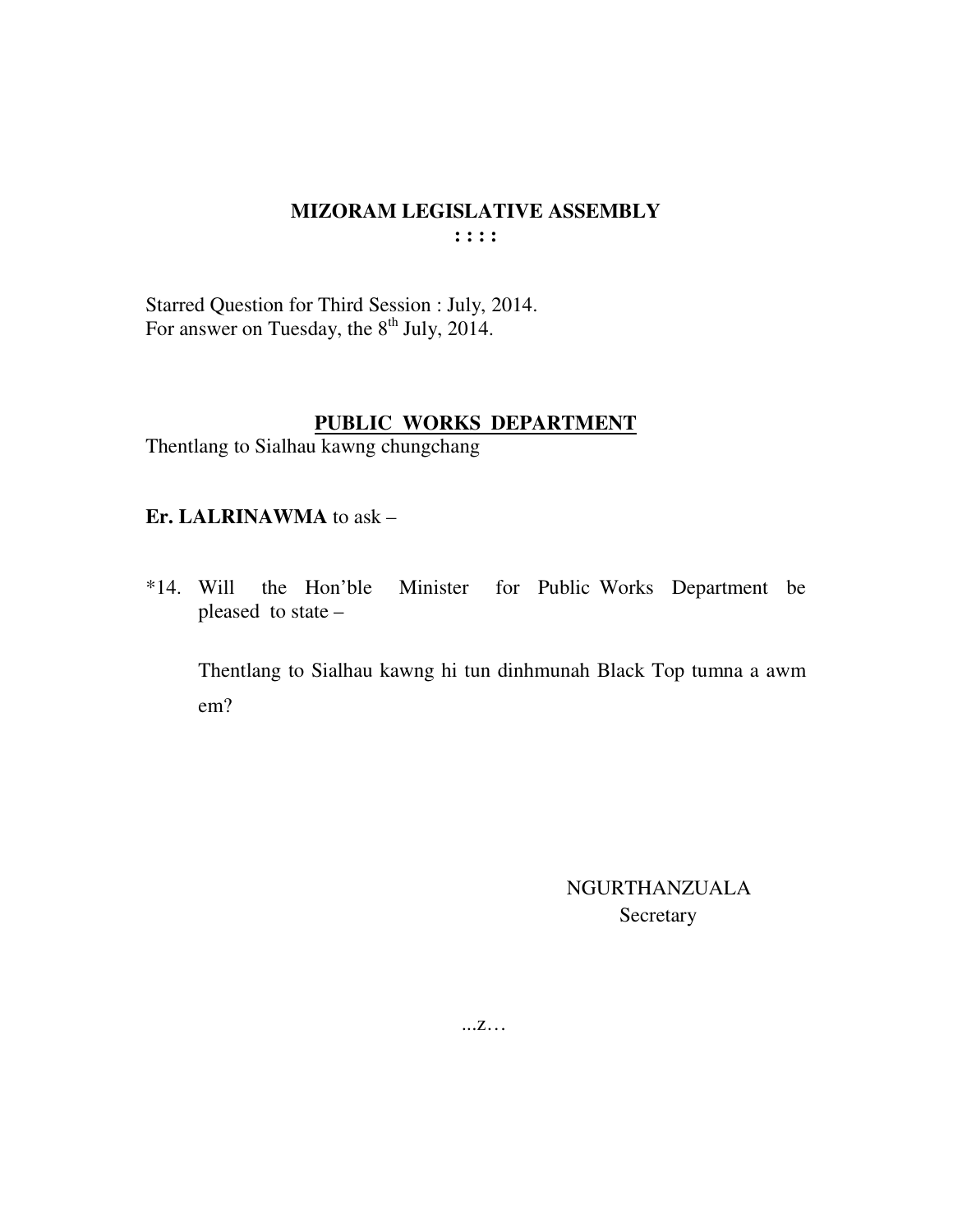# MIZORAM LEGISLATIVE ASSEMBLY

: : : :

Starred Question for Third Session : July, 2014.
For answer on Tuesday, the 8th July, 2014.

## PUBLIC WORKS DEPARTMENT

Thentlang to Sialhau kawng chungchang

**Er. LALRINAWMA** to ask –

*14. Will the Hon'ble Minister for Public Works Department be pleased to state –

Thentlang to Sialhau kawng hi tun dinhmunah Black Top tumna a awm em?

NGURTHANZUALA
Secretary

...z…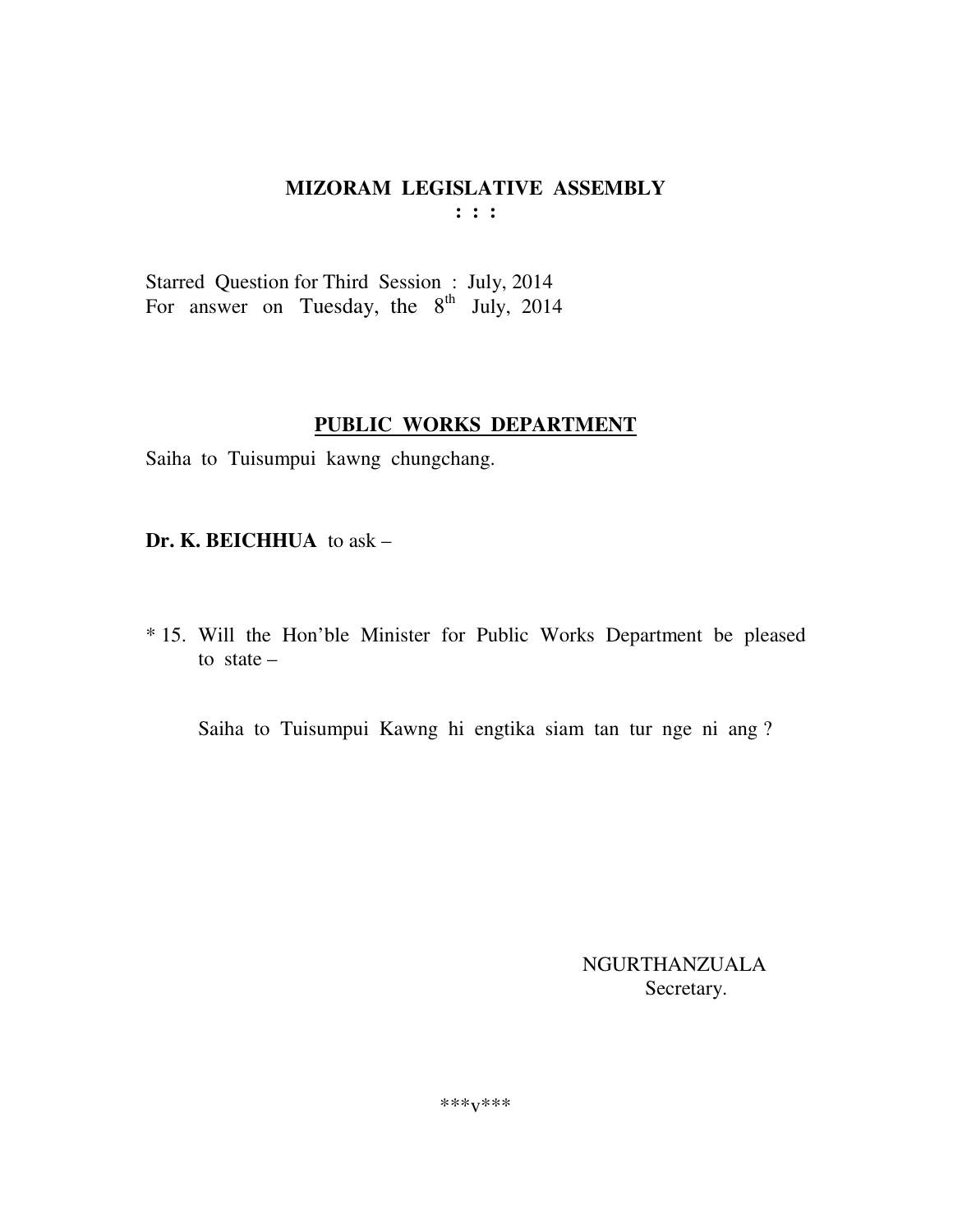# MIZORAM LEGISLATIVE ASSEMBLY

: : :

Starred Question for Third Session : July, 2014
For answer on Tuesday, the 8th July, 2014

## PUBLIC WORKS DEPARTMENT

Saiha to Tuisumpui kawng chungchang.

**Dr. K. BEICHHUA** to ask –

* 15. Will the Hon'ble Minister for Public Works Department be pleased to state –

Saiha to Tuisumpui Kawng hi engtika siam tan tur nge ni ang ?

NGURTHANZUALA
Secretary.

\*\*\*v\*\*\*